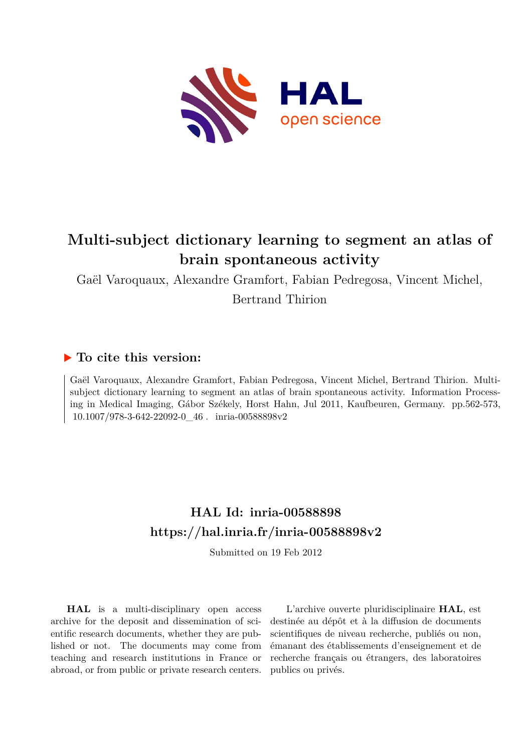# Multi-subject dictionary learning to segment an atlas of brain spontaneous activity

Gaël Varoquaux, Alexandre Gramfort, Fabian Pedregosa, Vincent Michel, Bertrand Thirion

## ▶ To cite this version:

Gaël Varoquaux, Alexandre Gramfort, Fabian Pedregosa, Vincent Michel, Bertrand Thirion. Multi-subject dictionary learning to segment an atlas of brain spontaneous activity. Information Processing in Medical Imaging, Gábor Székely, Horst Hahn, Jul 2011, Kaufbeuren, Germany. pp.562-573, 10.1007/978-3-642-22092-0_46 . inria-00588898v2

## HAL Id: inria-00588898
## https://hal.inria.fr/inria-00588898v2

Submitted on 19 Feb 2012

**HAL** is a multi-disciplinary open access archive for the deposit and dissemination of scientific research documents, whether they are published or not. The documents may come from teaching and research institutions in France or abroad, or from public or private research centers.

L'archive ouverte pluridisciplinaire **HAL**, est destinée au dépôt et à la diffusion de documents scientifiques de niveau recherche, publiés ou non, émanant des établissements d'enseignement et de recherche français ou étrangers, des laboratoires publics ou privés.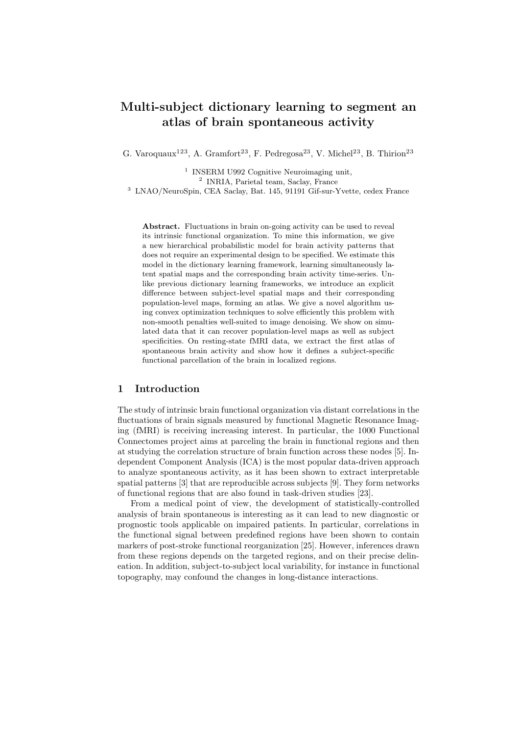# Multi-subject dictionary learning to segment an atlas of brain spontaneous activity

G. Varoquaux[123], A. Gramfort[23], F. Pedregosa[23], V. Michel[23], B. Thirion[23]

[1] INSERM U992 Cognitive Neuroimaging unit,
[2] INRIA, Parietal team, Saclay, France
[3] LNAO/NeuroSpin, CEA Saclay, Bat. 145, 91191 Gif-sur-Yvette, cedex France

**Abstract.** Fluctuations in brain on-going activity can be used to reveal its intrinsic functional organization. To mine this information, we give a new hierarchical probabilistic model for brain activity patterns that does not require an experimental design to be specified. We estimate this model in the dictionary learning framework, learning simultaneously latent spatial maps and the corresponding brain activity time-series. Unlike previous dictionary learning frameworks, we introduce an explicit difference between subject-level spatial maps and their corresponding population-level maps, forming an atlas. We give a novel algorithm using convex optimization techniques to solve efficiently this problem with non-smooth penalties well-suited to image denoising. We show on simulated data that it can recover population-level maps as well as subject specificities. On resting-state fMRI data, we extract the first atlas of spontaneous brain activity and show how it defines a subject-specific functional parcellation of the brain in localized regions.

## 1 Introduction

The study of intrinsic brain functional organization via distant correlations in the fluctuations of brain signals measured by functional Magnetic Resonance Imaging (fMRI) is receiving increasing interest. In particular, the 1000 Functional Connectomes project aims at parceling the brain in functional regions and then at studying the correlation structure of brain function across these nodes [5]. Independent Component Analysis (ICA) is the most popular data-driven approach to analyze spontaneous activity, as it has been shown to extract interpretable spatial patterns [3] that are reproducible across subjects [9]. They form networks of functional regions that are also found in task-driven studies [23].

From a medical point of view, the development of statistically-controlled analysis of brain spontaneous is interesting as it can lead to new diagnostic or prognostic tools applicable on impaired patients. In particular, correlations in the functional signal between predefined regions have been shown to contain markers of post-stroke functional reorganization [25]. However, inferences drawn from these regions depends on the targeted regions, and on their precise delineation. In addition, subject-to-subject local variability, for instance in functional topography, may confound the changes in long-distance interactions.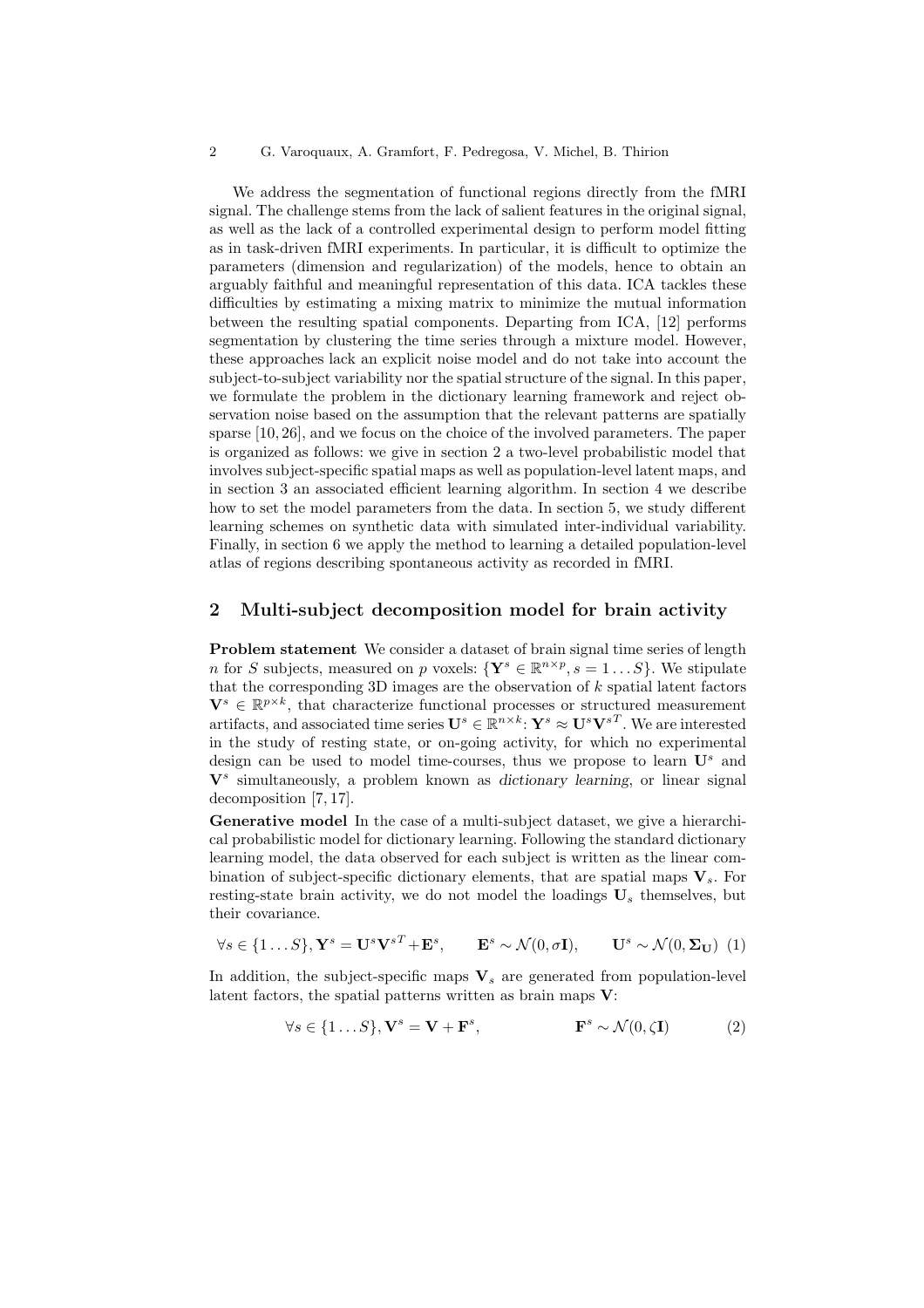We address the segmentation of functional regions directly from the fMRI signal. The challenge stems from the lack of salient features in the original signal, as well as the lack of a controlled experimental design to perform model fitting as in task-driven fMRI experiments. In particular, it is difficult to optimize the parameters (dimension and regularization) of the models, hence to obtain an arguably faithful and meaningful representation of this data. ICA tackles these difficulties by estimating a mixing matrix to minimize the mutual information between the resulting spatial components. Departing from ICA, [12] performs segmentation by clustering the time series through a mixture model. However, these approaches lack an explicit noise model and do not take into account the subject-to-subject variability nor the spatial structure of the signal. In this paper, we formulate the problem in the dictionary learning framework and reject observation noise based on the assumption that the relevant patterns are spatially sparse [10, 26], and we focus on the choice of the involved parameters. The paper is organized as follows: we give in section 2 a two-level probabilistic model that involves subject-specific spatial maps as well as population-level latent maps, and in section 3 an associated efficient learning algorithm. In section 4 we describe how to set the model parameters from the data. In section 5, we study different learning schemes on synthetic data with simulated inter-individual variability. Finally, in section 6 we apply the method to learning a detailed population-level atlas of regions describing spontaneous activity as recorded in fMRI.

## 2 Multi-subject decomposition model for brain activity

**Problem statement** We consider a dataset of brain signal time series of length $n$ for $S$ subjects, measured on $p$ voxels: $\{\mathbf{Y}^s \in \mathbb{R}^{n \times p}, s = 1 \dots S\}$. We stipulate that the corresponding 3D images are the observation of $k$ spatial latent factors $\mathbf{V}^s \in \mathbb{R}^{p \times k}$, that characterize functional processes or structured measurement artifacts, and associated time series $\mathbf{U}^s \in \mathbb{R}^{n \times k}$: $\mathbf{Y}^s \approx \mathbf{U}^s \mathbf{V}^{sT}$. We are interested in the study of resting state, or on-going activity, for which no experimental design can be used to model time-courses, thus we propose to learn $\mathbf{U}^s$ and $\mathbf{V}^s$ simultaneously, a problem known as *dictionary learning*, or linear signal decomposition [7, 17].

**Generative model** In the case of a multi-subject dataset, we give a hierarchical probabilistic model for dictionary learning. Following the standard dictionary learning model, the data observed for each subject is written as the linear combination of subject-specific dictionary elements, that are spatial maps $\mathbf{V}_s$. For resting-state brain activity, we do not model the loadings $\mathbf{U}_s$ themselves, but their covariance.

$$\forall s \in \{1 \dots S\}, \mathbf{Y}^s = \mathbf{U}^s \mathbf{V}^{sT} + \mathbf{E}^s, \qquad \mathbf{E}^s \sim \mathcal{N}(0, \sigma \mathbf{I}), \qquad \mathbf{U}^s \sim \mathcal{N}(0, \mathbf{\Sigma_U}) \quad (1)$$

In addition, the subject-specific maps $\mathbf{V}_s$ are generated from population-level latent factors, the spatial patterns written as brain maps $\mathbf{V}$:

$$\forall s \in \{1 \dots S\}, \mathbf{V}^s = \mathbf{V} + \mathbf{F}^s, \qquad \mathbf{F}^s \sim \mathcal{N}(0, \zeta \mathbf{I}) \quad (2)$$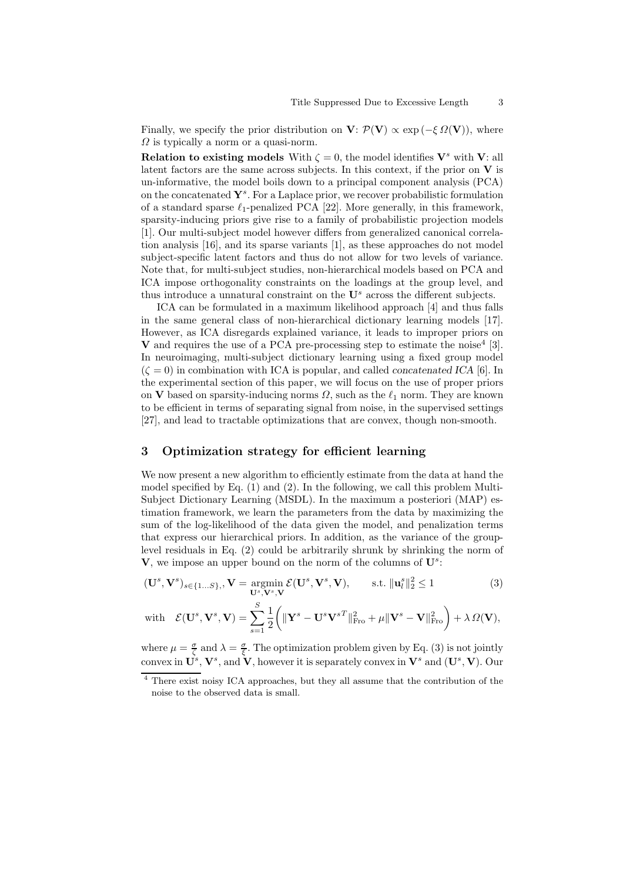Finally, we specify the prior distribution on $\mathbf{V}$: $\mathcal{P}(\mathbf{V}) \propto \exp\left(-\xi\, \Omega(\mathbf{V})\right)$, where $\Omega$ is typically a norm or a quasi-norm.

**Relation to existing models** With $\zeta = 0$, the model identifies $\mathbf{V}^s$ with $\mathbf{V}$: all latent factors are the same across subjects. In this context, if the prior on $\mathbf{V}$ is un-informative, the model boils down to a principal component analysis (PCA) on the concatenated $\mathbf{Y}^s$. For a Laplace prior, we recover probabilistic formulation of a standard sparse $\ell_1$-penalized PCA [22]. More generally, in this framework, sparsity-inducing priors give rise to a family of probabilistic projection models [1]. Our multi-subject model however differs from generalized canonical correlation analysis [16], and its sparse variants [1], as these approaches do not model subject-specific latent factors and thus do not allow for two levels of variance. Note that, for multi-subject studies, non-hierarchical models based on PCA and ICA impose orthogonality constraints on the loadings at the group level, and thus introduce a unnatural constraint on the $\mathbf{U}^s$ across the different subjects.

ICA can be formulated in a maximum likelihood approach [4] and thus falls in the same general class of non-hierarchical dictionary learning models [17]. However, as ICA disregards explained variance, it leads to improper priors on $\mathbf{V}$ and requires the use of a PCA pre-processing step to estimate the noise[4] [3]. In neuroimaging, multi-subject dictionary learning using a fixed group model ($\zeta = 0$) in combination with ICA is popular, and called *concatenated ICA* [6]. In the experimental section of this paper, we will focus on the use of proper priors on $\mathbf{V}$ based on sparsity-inducing norms $\Omega$, such as the $\ell_1$ norm. They are known to be efficient in terms of separating signal from noise, in the supervised settings [27], and lead to tractable optimizations that are convex, though non-smooth.

## 3 Optimization strategy for efficient learning

We now present a new algorithm to efficiently estimate from the data at hand the model specified by Eq. (1) and (2). In the following, we call this problem Multi-Subject Dictionary Learning (MSDL). In the maximum a posteriori (MAP) estimation framework, we learn the parameters from the data by maximizing the sum of the log-likelihood of the data given the model, and penalization terms that express our hierarchical priors. In addition, as the variance of the group-level residuals in Eq. (2) could be arbitrarily shrunk by shrinking the norm of $\mathbf{V}$, we impose an upper bound on the norm of the columns of $\mathbf{U}^s$:

$$(\mathbf{U}^s, \mathbf{V}^s)_{s\in\{1\ldots S\},}, \mathbf{V} = \underset{\mathbf{U}^s,\mathbf{V}^s,\mathbf{V}}{\operatorname{argmin}}\, \mathcal{E}(\mathbf{U}^s, \mathbf{V}^s, \mathbf{V}), \qquad \text{s.t. } \|\mathbf{u}_l^s\|_2^2 \leq 1 \tag{3}$$

$$\text{with} \quad \mathcal{E}(\mathbf{U}^s, \mathbf{V}^s, \mathbf{V}) = \sum_{s=1}^{S} \frac{1}{2}\left( \|\mathbf{Y}^s - \mathbf{U}^s {\mathbf{V}^s}^T\|_{\text{Fro}}^2 + \mu \|\mathbf{V}^s - \mathbf{V}\|_{\text{Fro}}^2 \right) + \lambda\, \Omega(\mathbf{V}),$$

where $\mu = \frac{\sigma}{\zeta}$ and $\lambda = \frac{\sigma}{\xi}$. The optimization problem given by Eq. (3) is not jointly convex in $\mathbf{U}^s$, $\mathbf{V}^s$, and $\mathbf{V}$, however it is separately convex in $\mathbf{V}^s$ and $(\mathbf{U}^s, \mathbf{V})$. Our

[4] There exist noisy ICA approaches, but they all assume that the contribution of the noise to the observed data is small.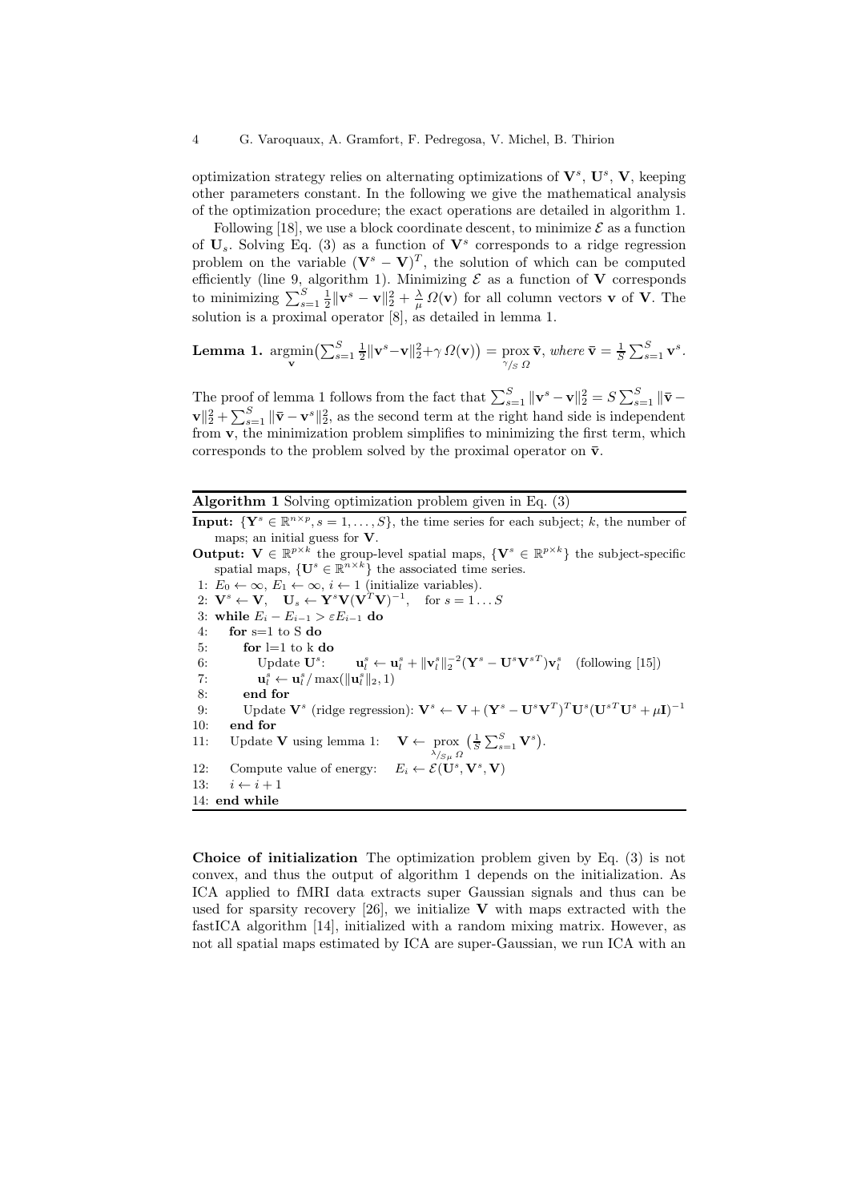optimization strategy relies on alternating optimizations of $\mathbf{V}^s$, $\mathbf{U}^s$, $\mathbf{V}$, keeping other parameters constant. In the following we give the mathematical analysis of the optimization procedure; the exact operations are detailed in algorithm 1.

Following [18], we use a block coordinate descent, to minimize $\mathcal{E}$ as a function of $\mathbf{U}_s$. Solving Eq. (3) as a function of $\mathbf{V}^s$ corresponds to a ridge regression problem on the variable $(\mathbf{V}^s - \mathbf{V})^T$, the solution of which can be computed efficiently (line 9, algorithm 1). Minimizing $\mathcal{E}$ as a function of $\mathbf{V}$ corresponds to minimizing $\sum_{s=1}^{S} \frac{1}{2}\|\mathbf{v}^s - \mathbf{v}\|_2^2 + \frac{\lambda}{\mu}\,\Omega(\mathbf{v})$ for all column vectors $\mathbf{v}$ of $\mathbf{V}$. The solution is a proximal operator [8], as detailed in lemma 1.

**Lemma 1.** $\underset{\mathbf{v}}{\operatorname{argmin}}\big(\sum_{s=1}^{S} \frac{1}{2}\|\mathbf{v}^s - \mathbf{v}\|_2^2 + \gamma\,\Omega(\mathbf{v})\big) = \underset{\gamma/_S\,\Omega}{\operatorname{prox}}\,\bar{\mathbf{v}}$, *where* $\bar{\mathbf{v}} = \frac{1}{S}\sum_{s=1}^{S}\mathbf{v}^s$.

The proof of lemma 1 follows from the fact that $\sum_{s=1}^{S}\|\mathbf{v}^s - \mathbf{v}\|_2^2 = S\sum_{s=1}^{S}\|\bar{\mathbf{v}} - \mathbf{v}\|_2^2 + \sum_{s=1}^{S}\|\bar{\mathbf{v}} - \mathbf{v}^s\|_2^2$, as the second term at the right hand side is independent from $\mathbf{v}$, the minimization problem simplifies to minimizing the first term, which corresponds to the problem solved by the proximal operator on $\bar{\mathbf{v}}$.

---

**Algorithm 1** Solving optimization problem given in Eq. (3)

**Input:** $\{\mathbf{Y}^s \in \mathbb{R}^{n\times p}, s = 1,\ldots,S\}$, the time series for each subject; $k$, the number of maps; an initial guess for $\mathbf{V}$.

**Output:** $\mathbf{V} \in \mathbb{R}^{p\times k}$ the group-level spatial maps, $\{\mathbf{V}^s \in \mathbb{R}^{p\times k}\}$ the subject-specific spatial maps, $\{\mathbf{U}^s \in \mathbb{R}^{n\times k}\}$ the associated time series.

1: $E_0 \leftarrow \infty$, $E_1 \leftarrow \infty$, $i \leftarrow 1$ (initialize variables).
2: $\mathbf{V}^s \leftarrow \mathbf{V}$, $\quad \mathbf{U}_s \leftarrow \mathbf{Y}^s\mathbf{V}(\mathbf{V}^T\mathbf{V})^{-1}$, $\quad$ for $s = 1\ldots S$
3: **while** $E_i - E_{i-1} > \varepsilon E_{i-1}$ **do**
4: $\quad$ **for** s=1 to S **do**
5: $\quad\quad$ **for** l=1 to k **do**
6: $\quad\quad\quad$ Update $\mathbf{U}^s$: $\quad \mathbf{u}_l^s \leftarrow \mathbf{u}_l^s + \|\mathbf{v}_l^s\|_2^{-2}(\mathbf{Y}^s - \mathbf{U}^s\mathbf{V}^{sT})\mathbf{v}_l^s$ $\quad$ (following [15])
7: $\quad\quad\quad$ $\mathbf{u}_l^s \leftarrow \mathbf{u}_l^s / \max(\|\mathbf{u}_l^s\|_2, 1)$
8: $\quad\quad$ **end for**
9: $\quad\quad$ Update $\mathbf{V}^s$ (ridge regression): $\mathbf{V}^s \leftarrow \mathbf{V} + (\mathbf{Y}^s - \mathbf{U}^s\mathbf{V}^T)^T\mathbf{U}^s(\mathbf{U}^{sT}\mathbf{U}^s + \mu\mathbf{I})^{-1}$
10: $\quad$ **end for**
11: $\quad$ Update $\mathbf{V}$ using lemma 1: $\quad \mathbf{V} \leftarrow \underset{\lambda/_{S\mu}\,\Omega}{\operatorname{prox}}\big(\frac{1}{S}\sum_{s=1}^{S}\mathbf{V}^s\big)$.
12: $\quad$ Compute value of energy: $\quad E_i \leftarrow \mathcal{E}(\mathbf{U}^s, \mathbf{V}^s, \mathbf{V})$
13: $\quad$ $i \leftarrow i + 1$
14: **end while**

---

**Choice of initialization** The optimization problem given by Eq. (3) is not convex, and thus the output of algorithm 1 depends on the initialization. As ICA applied to fMRI data extracts super Gaussian signals and thus can be used for sparsity recovery [26], we initialize $\mathbf{V}$ with maps extracted with the fastICA algorithm [14], initialized with a random mixing matrix. However, as not all spatial maps estimated by ICA are super-Gaussian, we run ICA with an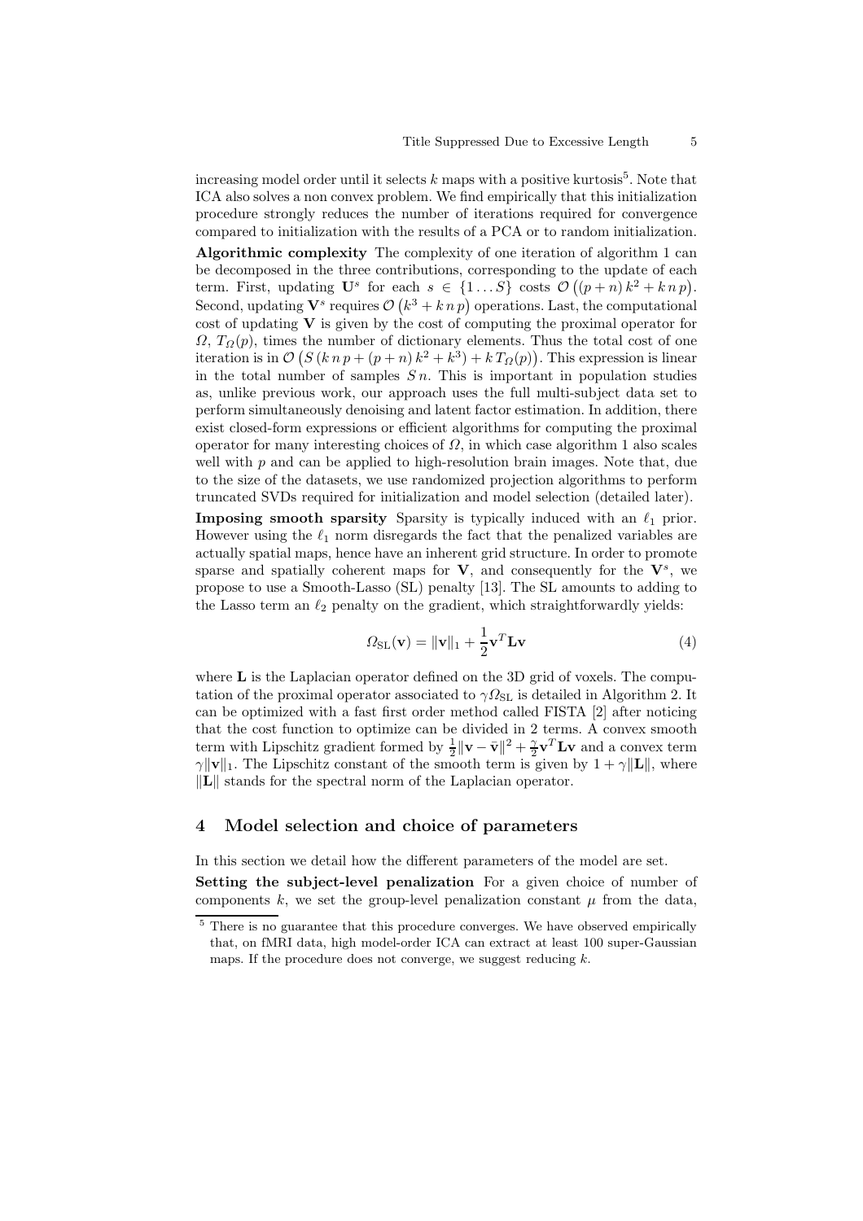increasing model order until it selects $k$ maps with a positive kurtosis[5]. Note that ICA also solves a non convex problem. We find empirically that this initialization procedure strongly reduces the number of iterations required for convergence compared to initialization with the results of a PCA or to random initialization.

**Algorithmic complexity** The complexity of one iteration of algorithm 1 can be decomposed in the three contributions, corresponding to the update of each term. First, updating $\mathbf{U}^s$ for each $s \in \{1 \dots S\}$ costs $\mathcal{O}\left((p+n)\,k^2 + k\,n\,p\right)$. Second, updating $\mathbf{V}^s$ requires $\mathcal{O}\left(k^3 + k\,n\,p\right)$ operations. Last, the computational cost of updating $\mathbf{V}$ is given by the cost of computing the proximal operator for $\Omega$, $T_\Omega(p)$, times the number of dictionary elements. Thus the total cost of one iteration is in $\mathcal{O}\left(S\,(k\,n\,p + (p+n)\,k^2 + k^3) + k\,T_\Omega(p)\right)$. This expression is linear in the total number of samples $S\,n$. This is important in population studies as, unlike previous work, our approach uses the full multi-subject data set to perform simultaneously denoising and latent factor estimation. In addition, there exist closed-form expressions or efficient algorithms for computing the proximal operator for many interesting choices of $\Omega$, in which case algorithm 1 also scales well with $p$ and can be applied to high-resolution brain images. Note that, due to the size of the datasets, we use randomized projection algorithms to perform truncated SVDs required for initialization and model selection (detailed later).

**Imposing smooth sparsity** Sparsity is typically induced with an $\ell_1$ prior. However using the $\ell_1$ norm disregards the fact that the penalized variables are actually spatial maps, hence have an inherent grid structure. In order to promote sparse and spatially coherent maps for $\mathbf{V}$, and consequently for the $\mathbf{V}^s$, we propose to use a Smooth-Lasso (SL) penalty [13]. The SL amounts to adding to the Lasso term an $\ell_2$ penalty on the gradient, which straightforwardly yields:

$$\Omega_{\mathrm{SL}}(\mathbf{v}) = \|\mathbf{v}\|_1 + \frac{1}{2}\mathbf{v}^T\mathbf{L}\mathbf{v} \tag{4}$$

where $\mathbf{L}$ is the Laplacian operator defined on the 3D grid of voxels. The computation of the proximal operator associated to $\gamma\Omega_{\mathrm{SL}}$ is detailed in Algorithm 2. It can be optimized with a fast first order method called FISTA [2] after noticing that the cost function to optimize can be divided in 2 terms. A convex smooth term with Lipschitz gradient formed by $\frac{1}{2}\|\mathbf{v} - \bar{\mathbf{v}}\|^2 + \frac{\gamma}{2}\mathbf{v}^T\mathbf{L}\mathbf{v}$ and a convex term $\gamma\|\mathbf{v}\|_1$. The Lipschitz constant of the smooth term is given by $1 + \gamma\|\mathbf{L}\|$, where $\|\mathbf{L}\|$ stands for the spectral norm of the Laplacian operator.

## 4 Model selection and choice of parameters

In this section we detail how the different parameters of the model are set.

**Setting the subject-level penalization** For a given choice of number of components $k$, we set the group-level penalization constant $\mu$ from the data,

[5] There is no guarantee that this procedure converges. We have observed empirically that, on fMRI data, high model-order ICA can extract at least 100 super-Gaussian maps. If the procedure does not converge, we suggest reducing $k$.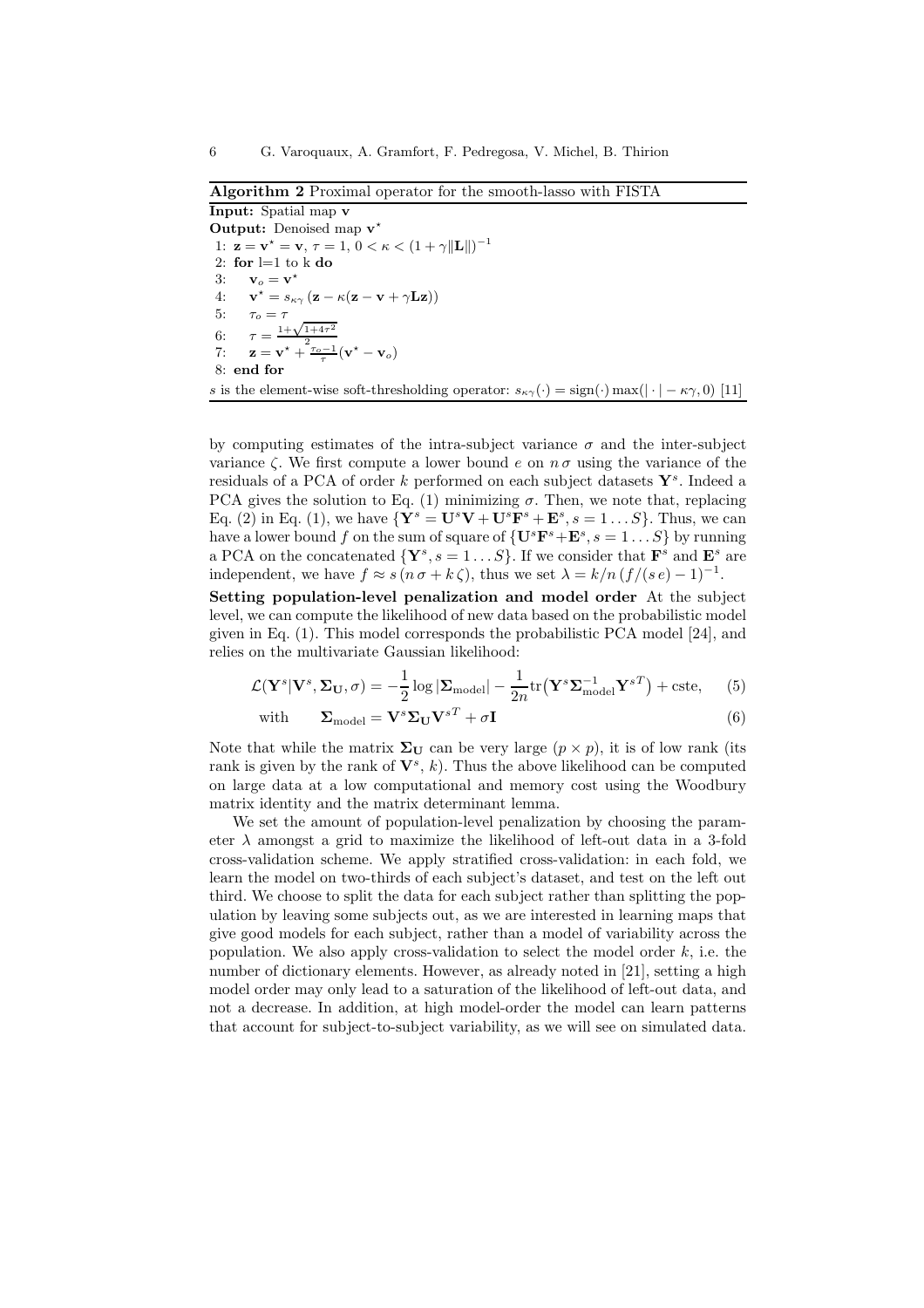**Algorithm 2** Proximal operator for the smooth-lasso with FISTA

**Input:** Spatial map $\mathbf{v}$

**Output:** Denoised map $\mathbf{v}^\star$

1: $\mathbf{z} = \mathbf{v}^\star = \mathbf{v}$, $\tau = 1$, $0 < \kappa < (1 + \gamma\|\mathbf{L}\|)^{-1}$
2: **for** l=1 to k **do**
3: $\quad \mathbf{v}_o = \mathbf{v}^\star$
4: $\quad \mathbf{v}^\star = s_{\kappa\gamma}\left(\mathbf{z} - \kappa(\mathbf{z} - \mathbf{v} + \gamma \mathbf{L}\mathbf{z})\right)$
5: $\quad \tau_o = \tau$
6: $\quad \tau = \frac{1+\sqrt{1+4\tau^2}}{2}$
7: $\quad \mathbf{z} = \mathbf{v}^\star + \frac{\tau_o - 1}{\tau}(\mathbf{v}^\star - \mathbf{v}_o)$
8: **end for**

$s$ is the element-wise soft-thresholding operator: $s_{\kappa\gamma}(\cdot) = \text{sign}(\cdot) \max(|\cdot| - \kappa\gamma, 0)$ [11]

by computing estimates of the intra-subject variance $\sigma$ and the inter-subject variance $\zeta$. We first compute a lower bound $e$ on $n\,\sigma$ using the variance of the residuals of a PCA of order $k$ performed on each subject datasets $\mathbf{Y}^s$. Indeed a PCA gives the solution to Eq. (1) minimizing $\sigma$. Then, we note that, replacing Eq. (2) in Eq. (1), we have $\{\mathbf{Y}^s = \mathbf{U}^s\mathbf{V} + \mathbf{U}^s\mathbf{F}^s + \mathbf{E}^s, s = 1 \dots S\}$. Thus, we can have a lower bound $f$ on the sum of square of $\{\mathbf{U}^s\mathbf{F}^s + \mathbf{E}^s, s = 1 \dots S\}$ by running a PCA on the concatenated $\{\mathbf{Y}^s, s = 1 \dots S\}$. If we consider that $\mathbf{F}^s$ and $\mathbf{E}^s$ are independent, we have $f \approx s\,(n\,\sigma + k\,\zeta)$, thus we set $\lambda = k/n\,(f/(s\,e) - 1)^{-1}$.

**Setting population-level penalization and model order** At the subject level, we can compute the likelihood of new data based on the probabilistic model given in Eq. (1). This model corresponds the probabilistic PCA model [24], and relies on the multivariate Gaussian likelihood:

$$\mathcal{L}(\mathbf{Y}^s|\mathbf{V}^s, \mathbf{\Sigma}_\mathbf{U}, \sigma) = -\frac{1}{2}\log|\mathbf{\Sigma}_\text{model}| - \frac{1}{2n}\text{tr}\big(\mathbf{Y}^s\mathbf{\Sigma}_\text{model}^{-1}\mathbf{Y}^{sT}\big) + \text{cste}, \tag{5}$$

$$\text{with} \qquad \mathbf{\Sigma}_\text{model} = \mathbf{V}^s\mathbf{\Sigma}_\mathbf{U}\mathbf{V}^{sT} + \sigma\mathbf{I} \tag{6}$$

Note that while the matrix $\mathbf{\Sigma}_\mathbf{U}$ can be very large ($p \times p$), it is of low rank (its rank is given by the rank of $\mathbf{V}^s$, $k$). Thus the above likelihood can be computed on large data at a low computational and memory cost using the Woodbury matrix identity and the matrix determinant lemma.

We set the amount of population-level penalization by choosing the parameter $\lambda$ amongst a grid to maximize the likelihood of left-out data in a 3-fold cross-validation scheme. We apply stratified cross-validation: in each fold, we learn the model on two-thirds of each subject's dataset, and test on the left out third. We choose to split the data for each subject rather than splitting the population by leaving some subjects out, as we are interested in learning maps that give good models for each subject, rather than a model of variability across the population. We also apply cross-validation to select the model order $k$, i.e. the number of dictionary elements. However, as already noted in [21], setting a high model order may only lead to a saturation of the likelihood of left-out data, and not a decrease. In addition, at high model-order the model can learn patterns that account for subject-to-subject variability, as we will see on simulated data.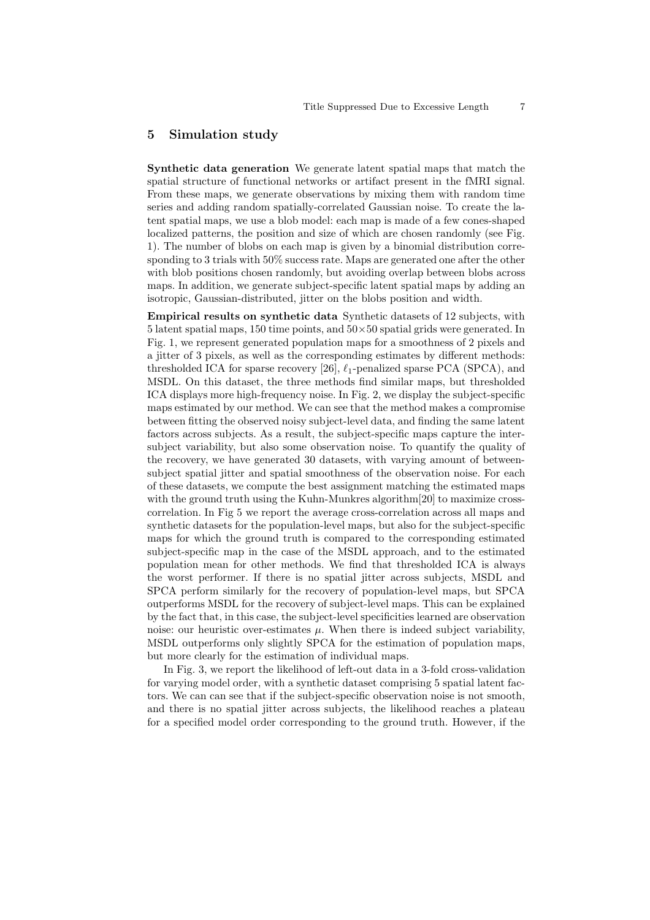## 5 Simulation study

**Synthetic data generation** We generate latent spatial maps that match the spatial structure of functional networks or artifact present in the fMRI signal. From these maps, we generate observations by mixing them with random time series and adding random spatially-correlated Gaussian noise. To create the latent spatial maps, we use a blob model: each map is made of a few cones-shaped localized patterns, the position and size of which are chosen randomly (see Fig. 1). The number of blobs on each map is given by a binomial distribution corresponding to 3 trials with 50% success rate. Maps are generated one after the other with blob positions chosen randomly, but avoiding overlap between blobs across maps. In addition, we generate subject-specific latent spatial maps by adding an isotropic, Gaussian-distributed, jitter on the blobs position and width.

**Empirical results on synthetic data** Synthetic datasets of 12 subjects, with 5 latent spatial maps, 150 time points, and $50 \times 50$ spatial grids were generated. In Fig. 1, we represent generated population maps for a smoothness of 2 pixels and a jitter of 3 pixels, as well as the corresponding estimates by different methods: thresholded ICA for sparse recovery [26], $\ell_1$-penalized sparse PCA (SPCA), and MSDL. On this dataset, the three methods find similar maps, but thresholded ICA displays more high-frequency noise. In Fig. 2, we display the subject-specific maps estimated by our method. We can see that the method makes a compromise between fitting the observed noisy subject-level data, and finding the same latent factors across subjects. As a result, the subject-specific maps capture the inter-subject variability, but also some observation noise. To quantify the quality of the recovery, we have generated 30 datasets, with varying amount of between-subject spatial jitter and spatial smoothness of the observation noise. For each of these datasets, we compute the best assignment matching the estimated maps with the ground truth using the Kuhn-Munkres algorithm[20] to maximize cross-correlation. In Fig 5 we report the average cross-correlation across all maps and synthetic datasets for the population-level maps, but also for the subject-specific maps for which the ground truth is compared to the corresponding estimated subject-specific map in the case of the MSDL approach, and to the estimated population mean for other methods. We find that thresholded ICA is always the worst performer. If there is no spatial jitter across subjects, MSDL and SPCA perform similarly for the recovery of population-level maps, but SPCA outperforms MSDL for the recovery of subject-level maps. This can be explained by the fact that, in this case, the subject-level specificities learned are observation noise: our heuristic over-estimates $\mu$. When there is indeed subject variability, MSDL outperforms only slightly SPCA for the estimation of population maps, but more clearly for the estimation of individual maps.

In Fig. 3, we report the likelihood of left-out data in a 3-fold cross-validation for varying model order, with a synthetic dataset comprising 5 spatial latent factors. We can can see that if the subject-specific observation noise is not smooth, and there is no spatial jitter across subjects, the likelihood reaches a plateau for a specified model order corresponding to the ground truth. However, if the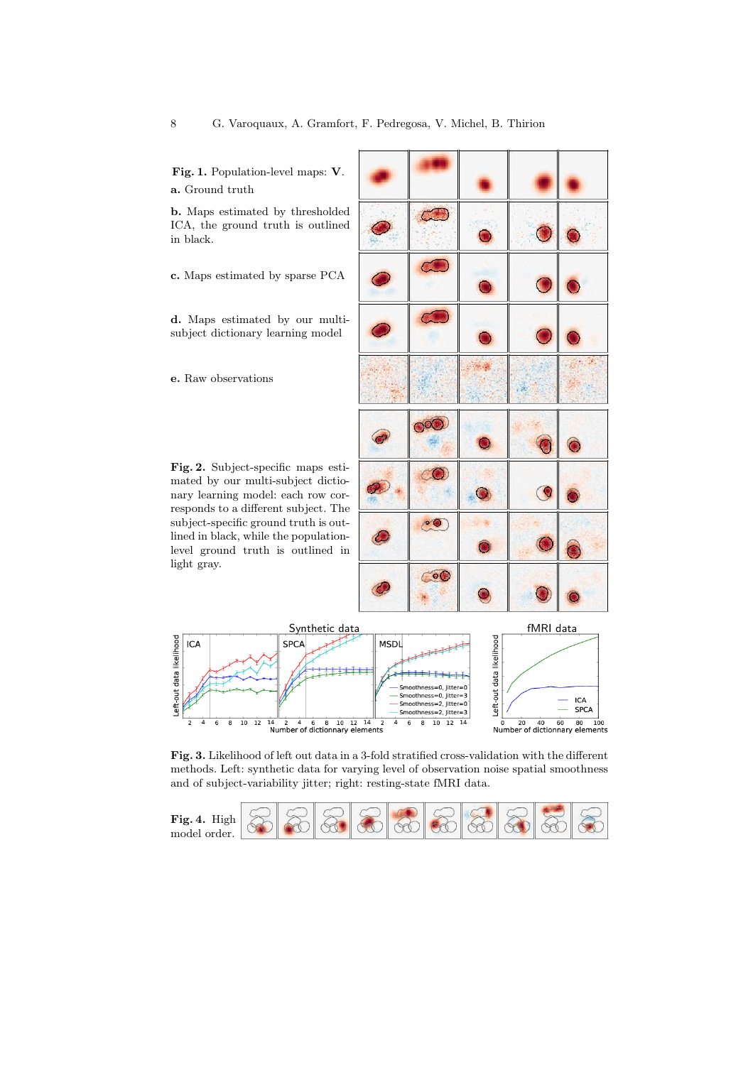**Fig. 1.** Population-level maps: $\mathbf{V}$.

**a.** Ground truth

**b.** Maps estimated by thresholded ICA, the ground truth is outlined in black.

**c.** Maps estimated by sparse PCA

**d.** Maps estimated by our multi-subject dictionary learning model

**e.** Raw observations

**Fig. 2.** Subject-specific maps estimated by our multi-subject dictionary learning model: each row corresponds to a different subject. The subject-specific ground truth is outlined in black, while the population-level ground truth is outlined in light gray.

**Fig. 3.** Likelihood of left out data in a 3-fold stratified cross-validation with the different methods. Left: synthetic data for varying level of observation noise spatial smoothness and of subject-variability jitter; right: resting-state fMRI data.

**Fig. 4.** High model order.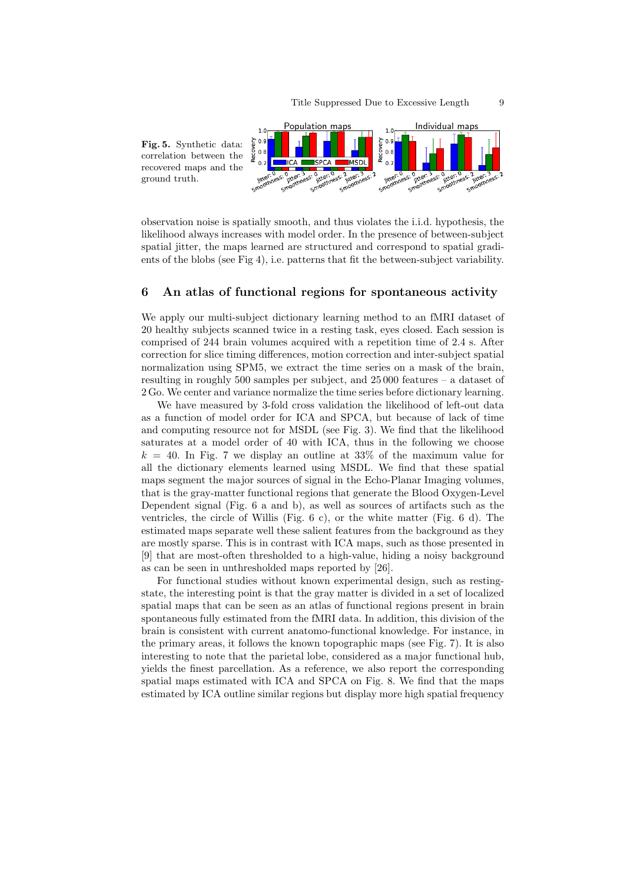**Fig. 5.** Synthetic data: correlation between the recovered maps and the ground truth.

observation noise is spatially smooth, and thus violates the i.i.d. hypothesis, the likelihood always increases with model order. In the presence of between-subject spatial jitter, the maps learned are structured and correspond to spatial gradients of the blobs (see Fig 4), i.e. patterns that fit the between-subject variability.

## 6 An atlas of functional regions for spontaneous activity

We apply our multi-subject dictionary learning method to an fMRI dataset of 20 healthy subjects scanned twice in a resting task, eyes closed. Each session is comprised of 244 brain volumes acquired with a repetition time of 2.4 s. After correction for slice timing differences, motion correction and inter-subject spatial normalization using SPM5, we extract the time series on a mask of the brain, resulting in roughly 500 samples per subject, and 25 000 features – a dataset of 2 Go. We center and variance normalize the time series before dictionary learning.

We have measured by 3-fold cross validation the likelihood of left-out data as a function of model order for ICA and SPCA, but because of lack of time and computing resource not for MSDL (see Fig. 3). We find that the likelihood saturates at a model order of 40 with ICA, thus in the following we choose $k = 40$. In Fig. 7 we display an outline at 33% of the maximum value for all the dictionary elements learned using MSDL. We find that these spatial maps segment the major sources of signal in the Echo-Planar Imaging volumes, that is the gray-matter functional regions that generate the Blood Oxygen-Level Dependent signal (Fig. 6 a and b), as well as sources of artifacts such as the ventricles, the circle of Willis (Fig. 6 c), or the white matter (Fig. 6 d). The estimated maps separate well these salient features from the background as they are mostly sparse. This is in contrast with ICA maps, such as those presented in [9] that are most-often thresholded to a high-value, hiding a noisy background as can be seen in unthresholded maps reported by [26].

For functional studies without known experimental design, such as resting-state, the interesting point is that the gray matter is divided in a set of localized spatial maps that can be seen as an atlas of functional regions present in brain spontaneous fully estimated from the fMRI data. In addition, this division of the brain is consistent with current anatomo-functional knowledge. For instance, in the primary areas, it follows the known topographic maps (see Fig. 7). It is also interesting to note that the parietal lobe, considered as a major functional hub, yields the finest parcellation. As a reference, we also report the corresponding spatial maps estimated with ICA and SPCA on Fig. 8. We find that the maps estimated by ICA outline similar regions but display more high spatial frequency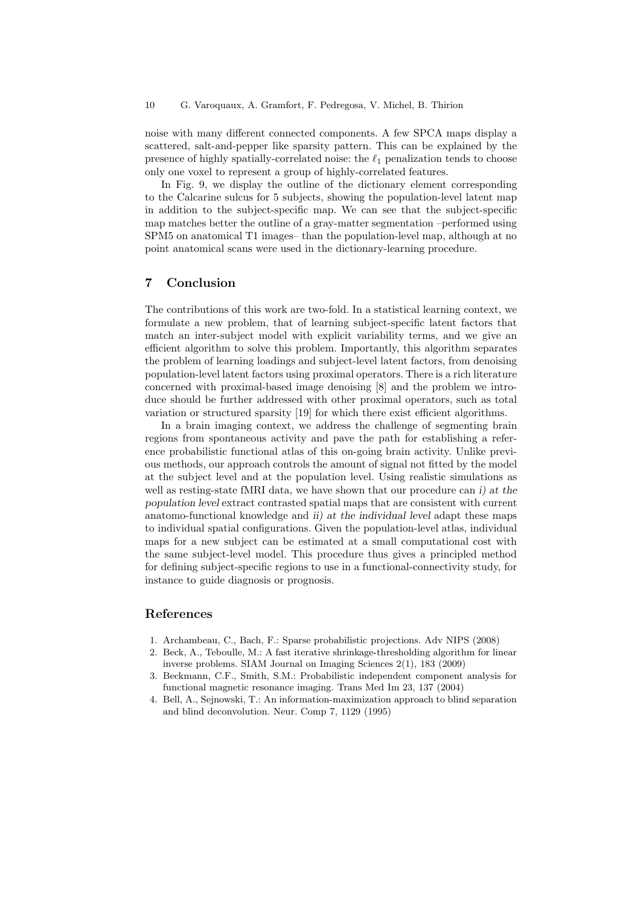noise with many different connected components. A few SPCA maps display a scattered, salt-and-pepper like sparsity pattern. This can be explained by the presence of highly spatially-correlated noise: the $\ell_1$ penalization tends to choose only one voxel to represent a group of highly-correlated features.

In Fig. 9, we display the outline of the dictionary element corresponding to the Calcarine sulcus for 5 subjects, showing the population-level latent map in addition to the subject-specific map. We can see that the subject-specific map matches better the outline of a gray-matter segmentation –performed using SPM5 on anatomical T1 images– than the population-level map, although at no point anatomical scans were used in the dictionary-learning procedure.

## 7 Conclusion

The contributions of this work are two-fold. In a statistical learning context, we formulate a new problem, that of learning subject-specific latent factors that match an inter-subject model with explicit variability terms, and we give an efficient algorithm to solve this problem. Importantly, this algorithm separates the problem of learning loadings and subject-level latent factors, from denoising population-level latent factors using proximal operators. There is a rich literature concerned with proximal-based image denoising [8] and the problem we introduce should be further addressed with other proximal operators, such as total variation or structured sparsity [19] for which there exist efficient algorithms.

In a brain imaging context, we address the challenge of segmenting brain regions from spontaneous activity and pave the path for establishing a reference probabilistic functional atlas of this on-going brain activity. Unlike previous methods, our approach controls the amount of signal not fitted by the model at the subject level and at the population level. Using realistic simulations as well as resting-state fMRI data, we have shown that our procedure can *i) at the population level* extract contrasted spatial maps that are consistent with current anatomo-functional knowledge and *ii) at the individual level* adapt these maps to individual spatial configurations. Given the population-level atlas, individual maps for a new subject can be estimated at a small computational cost with the same subject-level model. This procedure thus gives a principled method for defining subject-specific regions to use in a functional-connectivity study, for instance to guide diagnosis or prognosis.

## References

1. Archambeau, C., Bach, F.: Sparse probabilistic projections. Adv NIPS (2008)
2. Beck, A., Teboulle, M.: A fast iterative shrinkage-thresholding algorithm for linear inverse problems. SIAM Journal on Imaging Sciences 2(1), 183 (2009)
3. Beckmann, C.F., Smith, S.M.: Probabilistic independent component analysis for functional magnetic resonance imaging. Trans Med Im 23, 137 (2004)
4. Bell, A., Sejnowski, T.: An information-maximization approach to blind separation and blind deconvolution. Neur. Comp 7, 1129 (1995)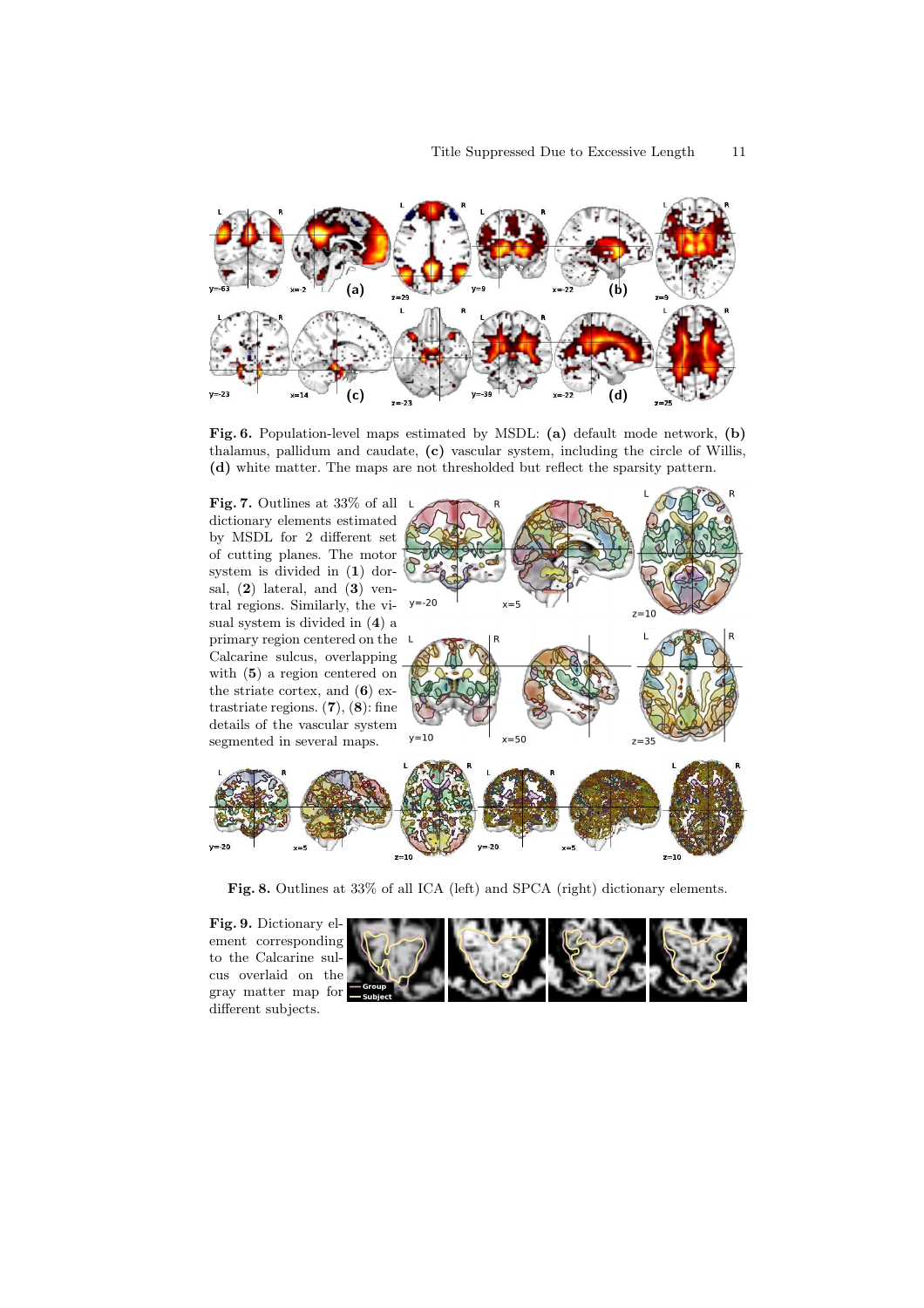**Fig. 6.** Population-level maps estimated by MSDL: **(a)** default mode network, **(b)** thalamus, pallidum and caudate, **(c)** vascular system, including the circle of Willis, **(d)** white matter. The maps are not thresholded but reflect the sparsity pattern.

**Fig. 7.** Outlines at 33% of all dictionary elements estimated by MSDL for 2 different set of cutting planes. The motor system is divided in (**1**) dorsal, (**2**) lateral, and (**3**) ventral regions. Similarly, the visual system is divided in (**4**) a primary region centered on the Calcarine sulcus, overlapping with (**5**) a region centered on the striate cortex, and (**6**) extrastriate regions. (**7**), (**8**): fine details of the vascular system segmented in several maps.

**Fig. 8.** Outlines at 33% of all ICA (left) and SPCA (right) dictionary elements.

**Fig. 9.** Dictionary element corresponding to the Calcarine sulcus overlaid on the gray matter map for different subjects.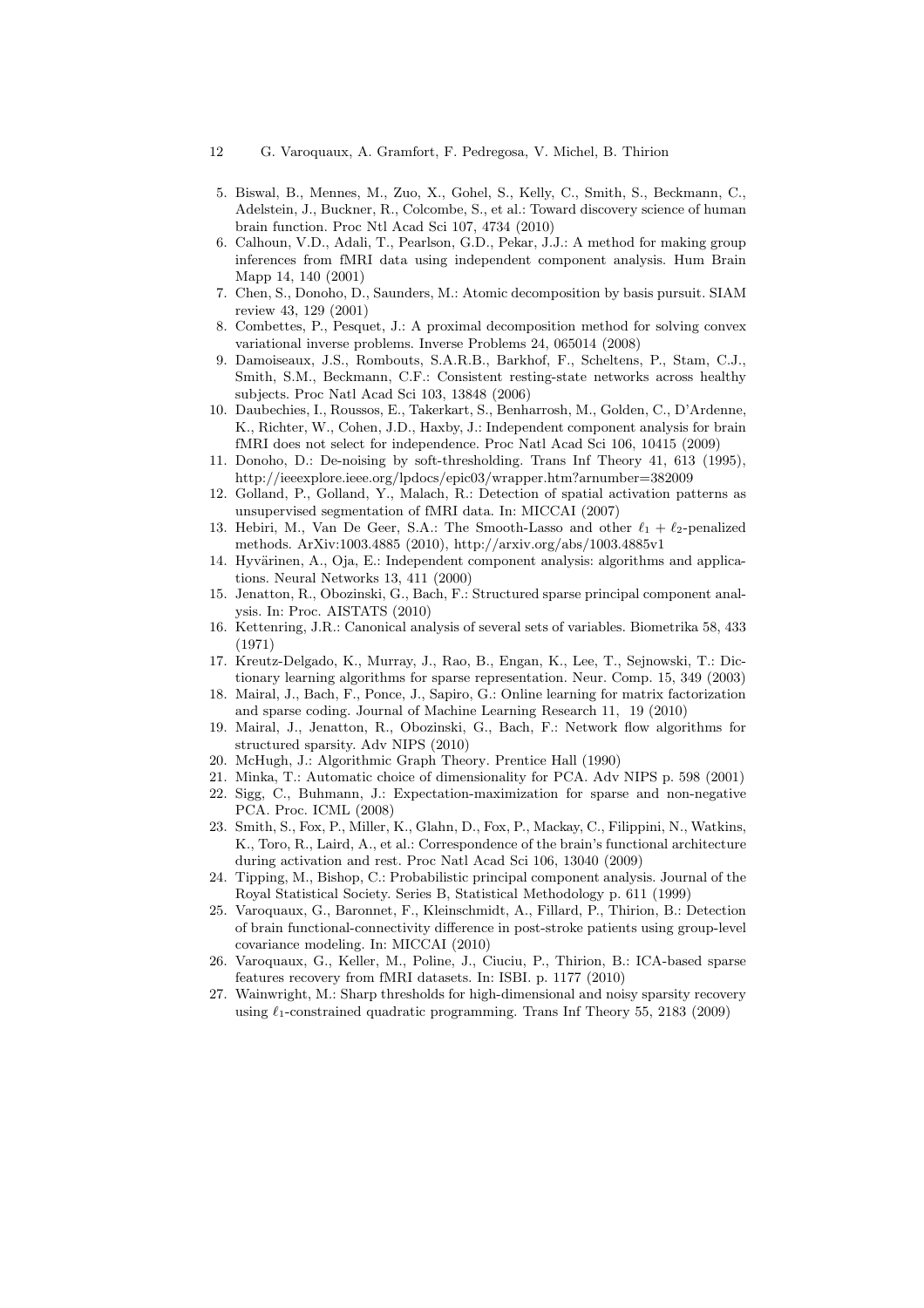5. Biswal, B., Mennes, M., Zuo, X., Gohel, S., Kelly, C., Smith, S., Beckmann, C., Adelstein, J., Buckner, R., Colcombe, S., et al.: Toward discovery science of human brain function. Proc Ntl Acad Sci 107, 4734 (2010)
6. Calhoun, V.D., Adali, T., Pearlson, G.D., Pekar, J.J.: A method for making group inferences from fMRI data using independent component analysis. Hum Brain Mapp 14, 140 (2001)
7. Chen, S., Donoho, D., Saunders, M.: Atomic decomposition by basis pursuit. SIAM review 43, 129 (2001)
8. Combettes, P., Pesquet, J.: A proximal decomposition method for solving convex variational inverse problems. Inverse Problems 24, 065014 (2008)
9. Damoiseaux, J.S., Rombouts, S.A.R.B., Barkhof, F., Scheltens, P., Stam, C.J., Smith, S.M., Beckmann, C.F.: Consistent resting-state networks across healthy subjects. Proc Natl Acad Sci 103, 13848 (2006)
10. Daubechies, I., Roussos, E., Takerkart, S., Benharrosh, M., Golden, C., D'Ardenne, K., Richter, W., Cohen, J.D., Haxby, J.: Independent component analysis for brain fMRI does not select for independence. Proc Natl Acad Sci 106, 10415 (2009)
11. Donoho, D.: De-noising by soft-thresholding. Trans Inf Theory 41, 613 (1995), http://ieeexplore.ieee.org/lpdocs/epic03/wrapper.htm?arnumber=382009
12. Golland, P., Golland, Y., Malach, R.: Detection of spatial activation patterns as unsupervised segmentation of fMRI data. In: MICCAI (2007)
13. Hebiri, M., Van De Geer, S.A.: The Smooth-Lasso and other $\ell_1 + \ell_2$-penalized methods. ArXiv:1003.4885 (2010), http://arxiv.org/abs/1003.4885v1
14. Hyvärinen, A., Oja, E.: Independent component analysis: algorithms and applications. Neural Networks 13, 411 (2000)
15. Jenatton, R., Obozinski, G., Bach, F.: Structured sparse principal component analysis. In: Proc. AISTATS (2010)
16. Kettenring, J.R.: Canonical analysis of several sets of variables. Biometrika 58, 433 (1971)
17. Kreutz-Delgado, K., Murray, J., Rao, B., Engan, K., Lee, T., Sejnowski, T.: Dictionary learning algorithms for sparse representation. Neur. Comp. 15, 349 (2003)
18. Mairal, J., Bach, F., Ponce, J., Sapiro, G.: Online learning for matrix factorization and sparse coding. Journal of Machine Learning Research 11, 19 (2010)
19. Mairal, J., Jenatton, R., Obozinski, G., Bach, F.: Network flow algorithms for structured sparsity. Adv NIPS (2010)
20. McHugh, J.: Algorithmic Graph Theory. Prentice Hall (1990)
21. Minka, T.: Automatic choice of dimensionality for PCA. Adv NIPS p. 598 (2001)
22. Sigg, C., Buhmann, J.: Expectation-maximization for sparse and non-negative PCA. Proc. ICML (2008)
23. Smith, S., Fox, P., Miller, K., Glahn, D., Fox, P., Mackay, C., Filippini, N., Watkins, K., Toro, R., Laird, A., et al.: Correspondence of the brain's functional architecture during activation and rest. Proc Natl Acad Sci 106, 13040 (2009)
24. Tipping, M., Bishop, C.: Probabilistic principal component analysis. Journal of the Royal Statistical Society. Series B, Statistical Methodology p. 611 (1999)
25. Varoquaux, G., Baronnet, F., Kleinschmidt, A., Fillard, P., Thirion, B.: Detection of brain functional-connectivity difference in post-stroke patients using group-level covariance modeling. In: MICCAI (2010)
26. Varoquaux, G., Keller, M., Poline, J., Ciuciu, P., Thirion, B.: ICA-based sparse features recovery from fMRI datasets. In: ISBI. p. 1177 (2010)
27. Wainwright, M.: Sharp thresholds for high-dimensional and noisy sparsity recovery using $\ell_1$-constrained quadratic programming. Trans Inf Theory 55, 2183 (2009)